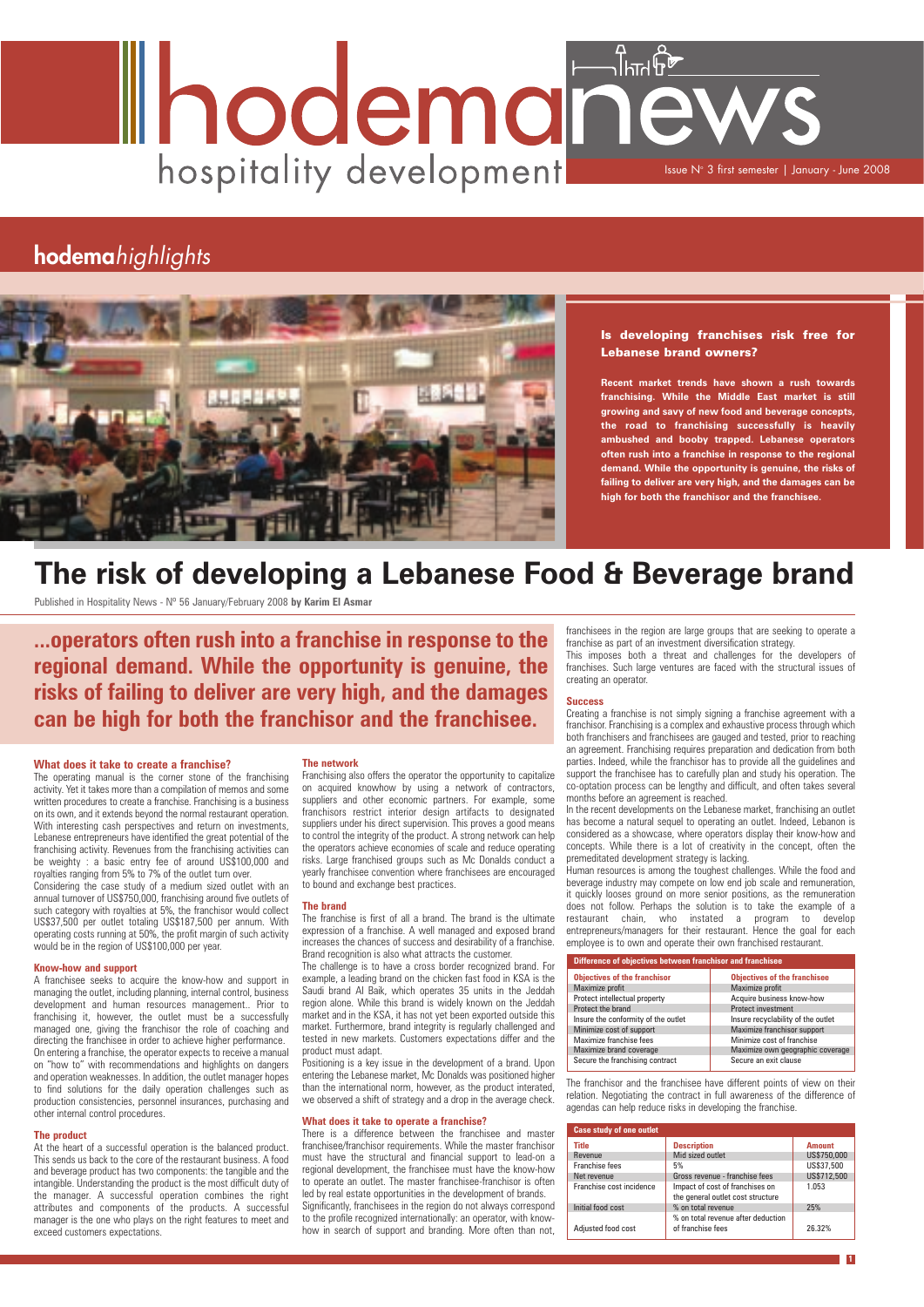# hodemanews

hospitality development

Issue N° 3 first semester | January - June 2008

## hodema*highlights*

**Is developing franchises risk free for Lebanese brand owners?**

**Recent market trends have shown a rush towards franchising. While the Middle East market is still growing and savy of new food and beverage concepts, the road to franchising successfully is heavily ambushed and booby trapped. Lebanese operators often rush into a franchise in response to the regional demand. While the opportunity is genuine, the risks of failing to deliver are very high, and the damages can be high for both the franchisor and the franchisee.**

# The risk of developing a Lebanese Food & Beverage brand

Published in Hospitality News - Nº 56 January/February 2008 **by Karim El Asmar**

**...operators often rush into a franchise in response to the regional demand. While the opportunity is genuine, the risks of failing to deliver are very high, and the damages can be high for both the franchisor and the franchisee.**

### What does it take to create a franchise?

The operating manual is the corner stone of the franchising activity. Yet it takes more than a compilation of memos and some written procedures to create a franchise. Franchising is a business on its own, and it extends beyond the normal restaurant operation. With interesting cash perspectives and return on investments, Lebanese entrepreneurs have identified the great potential of the franchising activity. Revenues from the franchising activities can be weighty : a basic entry fee of around US$100,000 and royalties ranging from 5% to 7% of the outlet turn over.

Considering the case study of a medium sized outlet with an annual turnover of US$750,000, franchising around five outlets of such category with royalties at 5%, the franchisor would collect US$37,500 per outlet totaling US$187,500 per annum. With operating costs running at 50%, the profit margin of such activity would be in the region of US$100,000 per year.

### Know-how and support

A franchisee seeks to acquire the know-how and support in managing the outlet, including planning, internal control, business development and human resources management.. Prior to franchising it, however, the outlet must be a successfully managed one, giving the franchisor the role of coaching and directing the franchisee in order to achieve higher performance.

On entering a franchise, the operator expects to receive a manual on "how to" with recommendations and highlights on dangers and operation weaknesses. In addition, the outlet manager hopes to find solutions for the daily operation challenges such as production consistencies, personnel insurances, purchasing and other internal control procedures.

### The product

At the heart of a successful operation is the balanced product. This sends us back to the core of the restaurant business. A food and beverage product has two components: the tangible and the intangible. Understanding the product is the most difficult duty of the manager. A successful operation combines the right attributes and components of the products. A successful manager is the one who plays on the right features to meet and exceed customers expectations.

### The network

Franchising also offers the operator the opportunity to capitalize on acquired knowhow by using a network of contractors, suppliers and other economic partners. For example, some franchisors restrict interior design artifacts to designated suppliers under his direct supervision. This proves a good means to control the integrity of the product. A strong network can help the operators achieve economies of scale and reduce operating risks. Large franchised groups such as Mc Donalds conduct a yearly franchisee convention where franchisees are encouraged to bound and exchange best practices.

### The brand

The franchise is first of all a brand. The brand is the ultimate expression of a franchise. A well managed and exposed brand increases the chances of success and desirability of a franchise. Brand recognition is also what attracts the customer.

The challenge is to have a cross border recognized brand. For example, a leading brand on the chicken fast food in KSA is the Saudi brand Al Baik, which operates 35 units in the Jeddah region alone. While this brand is widely known on the Jeddah market and in the KSA, it has not yet been exported outside this market. Furthermore, brand integrity is regularly challenged and tested in new markets. Customers expectations differ and the product must adapt.

Positioning is a key issue in the development of a brand. Upon entering the Lebanese market, Mc Donalds was positioned higher than the international norm, however, as the product interated, we observed a shift of strategy and a drop in the average check.

### What does it take to operate a franchise?

There is a difference between the franchisee and master franchisee/franchisor requirements. While the master franchisor must have the structural and financial support to lead-on a regional development, the franchisee must have the know-how to operate an outlet. The master franchisee-franchisor is often led by real estate opportunities in the development of brands.

Significantly, franchisees in the region do not always correspond to the profile recognized internationally: an operator, with know-how in search of support and branding. More often than not, franchisees in the region are large groups that are seeking to operate a franchise as part of an investment diversification strategy.

This imposes both a threat and challenges for the developers of franchises. Such large ventures are faced with the structural issues of creating an operator.

### Success

Creating a franchise is not simply signing a franchise agreement with a franchisor. Franchising is a complex and exhaustive process through which both franchisers and franchisees are gauged and tested, prior to reaching an agreement. Franchising requires preparation and dedication from both parties. Indeed, while the franchisor has to provide all the guidelines and support the franchisee has to carefully plan and study his operation. The co-optation process can be lengthy and difficult, and often takes several months before an agreement is reached.

In the recent developments on the Lebanese market, franchising an outlet has become a natural sequel to operating an outlet. Indeed, Lebanon is considered as a showcase, where operators display their know-how and concepts. While there is a lot of creativity in the concept, often the premeditated development strategy is lacking.

Human resources is among the toughest challenges. While the food and beverage industry may compete on low end job scale and remuneration, it quickly looses ground on more senior positions, as the remuneration does not follow. Perhaps the solution is to take the example of a restaurant chain, who instated a program to develop entrepreneurs/managers for their restaurant. Hence the goal for each employee is to own and operate their own franchised restaurant.

**Difference of objectives between franchisor and franchisee**

| Objectives of the franchisor | Objectives of the franchisee |
|---|---|
| Maximize profit | Maximize profit |
| Protect intellectual property | Acquire business know-how |
| Protect the brand | Protect investment |
| Insure the conformity of the outlet | Insure recyclability of the outlet |
| Minimize cost of support | Maximize franchisor support |
| Maximize franchise fees | Minimize cost of franchise |
| Maximize brand coverage | Maximize own geographic coverage |
| Secure the franchising contract | Secure an exit clause |

The franchisor and the franchisee have different points of view on their relation. Negotiating the contract in full awareness of the difference of agendas can help reduce risks in developing the franchise.

**Case study of one outlet**

| Title | Description | Amount |
|---|---|---|
| Revenue | Mid sized outlet | US$750,000 |
| Franchise fees | 5% | US$37,500 |
| Net revenue | Gross revenue - franchise fees | US$712,500 |
| Franchise cost incidence | Impact of cost of franchises on the general outlet cost structure | 1.053 |
| Initial food cost | % on total revenue | 25% |
| Adjusted food cost | % on total revenue after deduction of franchise fees | 26.32% |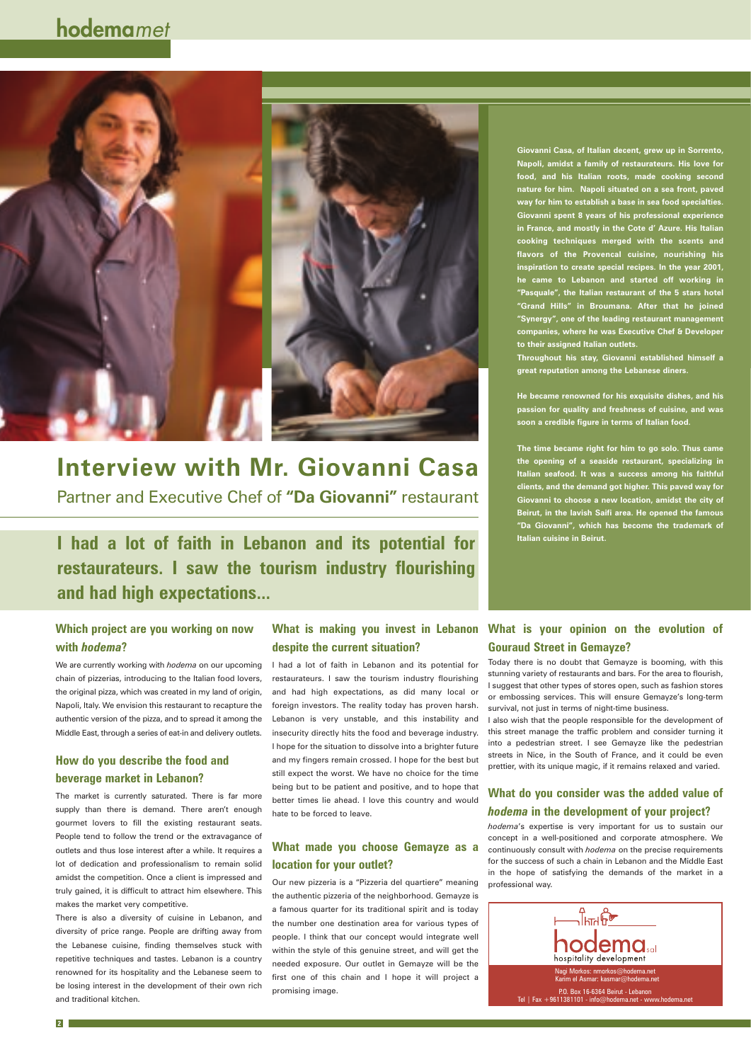# Interview with Mr. Giovanni Casa

Partner and Executive Chef of **"Da Giovanni"** restaurant

**Giovanni Casa, of Italian decent, grew up in Sorrento, Napoli, amidst a family of restaurateurs. His love for food, and his Italian roots, made cooking second nature for him. Napoli situated on a sea front, paved way for him to establish a base in sea food specialties. Giovanni spent 8 years of his professional experience in France, and mostly in the Cote d' Azure. His Italian cooking techniques merged with the scents and flavors of the Provencal cuisine, nourishing his inspiration to create special recipes. In the year 2001, he came to Lebanon and started off working in "Pasquale", the Italian restaurant of the 5 stars hotel "Grand Hills" in Broumana. After that he joined "Synergy", one of the leading restaurant management companies, where he was Executive Chef & Developer to their assigned Italian outlets.**

**Throughout his stay, Giovanni established himself a great reputation among the Lebanese diners.**

**He became renowned for his exquisite dishes, and his passion for quality and freshness of cuisine, and was soon a credible figure in terms of Italian food.**

**The time became right for him to go solo. Thus came the opening of a seaside restaurant, specializing in Italian seafood. It was a success among his faithful clients, and the demand got higher. This paved way for Giovanni to choose a new location, amidst the city of Beirut, in the lavish Saifi area. He opened the famous "Da Giovanni", which has become the trademark of Italian cuisine in Beirut.**

**I had a lot of faith in Lebanon and its potential for restaurateurs. I saw the tourism industry flourishing and had high expectations...**

### Which project are you working on now with *hodema*?

We are currently working with *hodema* on our upcoming chain of pizzerias, introducing to the Italian food lovers, the original pizza, which was created in my land of origin, Napoli, Italy. We envision this restaurant to recapture the authentic version of the pizza, and to spread it among the Middle East, through a series of eat-in and delivery outlets.

### How do you describe the food and beverage market in Lebanon?

The market is currently saturated. There is far more supply than there is demand. There aren't enough gourmet lovers to fill the existing restaurant seats. People tend to follow the trend or the extravagance of outlets and thus lose interest after a while. It requires a lot of dedication and professionalism to remain solid amidst the competition. Once a client is impressed and truly gained, it is difficult to attract him elsewhere. This makes the market very competitive.

There is also a diversity of cuisine in Lebanon, and diversity of price range. People are drifting away from the Lebanese cuisine, finding themselves stuck with repetitive techniques and tastes. Lebanon is a country renowned for its hospitality and the Lebanese seem to be losing interest in the development of their own rich and traditional kitchen.

### What is making you invest in Lebanon despite the current situation?

I had a lot of faith in Lebanon and its potential for restaurateurs. I saw the tourism industry flourishing and had high expectations, as did many local or foreign investors. The reality today has proven harsh. Lebanon is very unstable, and this instability and insecurity directly hits the food and beverage industry. I hope for the situation to dissolve into a brighter future and my fingers remain crossed. I hope for the best but still expect the worst. We have no choice for the time being but to be patient and positive, and to hope that better times lie ahead. I love this country and would hate to be forced to leave.

### What made you choose Gemayze as a location for your outlet?

Our new pizzeria is a "Pizzeria del quartiere" meaning the authentic pizzeria of the neighborhood. Gemayze is a famous quarter for its traditional spirit and is today the number one destination area for various types of people. I think that our concept would integrate well within the style of this genuine street, and will get the needed exposure. Our outlet in Gemayze will be the first one of this chain and I hope it will project a promising image.

### What is your opinion on the evolution of Gouraud Street in Gemayze?

Today there is no doubt that Gemayze is booming, with this stunning variety of restaurants and bars. For the area to flourish, I suggest that other types of stores open, such as fashion stores or embossing services. This will ensure Gemayze's long-term survival, not just in terms of night-time business.

I also wish that the people responsible for the development of this street manage the traffic problem and consider turning it into a pedestrian street. I see Gemayze like the pedestrian streets in Nice, in the South of France, and it could be even prettier, with its unique magic, if it remains relaxed and varied.

### What do you consider was the added value of *hodema* in the development of your project?

*hodema*'s expertise is very important for us to sustain our concept in a well-positioned and corporate atmosphere. We continuously consult with *hodema* on the precise requirements for the success of such a chain in Lebanon and the Middle East in the hope of satisfying the demands of the market in a professional way.

hodema sal
hospitality development

Nagi Morkos: nmorkos@hodema.net
Karim el Asmar: kasmar@hodema.net

P.O. Box 16-6364 Beirut - Lebanon
Tel | Fax +9611381101 - info@hodema.net - www.hodema.net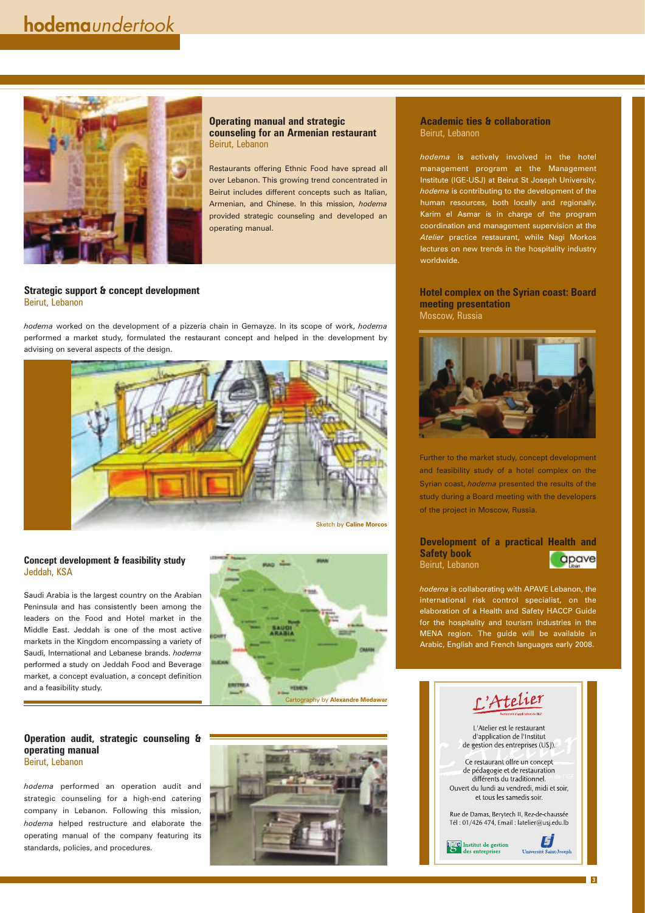# hodema*undertook*

### Operating manual and strategic counseling for an Armenian restaurant
Beirut, Lebanon

Restaurants offering Ethnic Food have spread all over Lebanon. This growing trend concentrated in Beirut includes different concepts such as Italian, Armenian, and Chinese. In this mission, *hodema* provided strategic counseling and developed an operating manual.

### Strategic support & concept development
Beirut, Lebanon

*hodema* worked on the development of a pizzeria chain in Gemayze. In its scope of work, *hodema* performed a market study, formulated the restaurant concept and helped in the development by advising on several aspects of the design.

Sketch by **Caline Morcos**

### Concept development & feasibility study
Jeddah, KSA

Saudi Arabia is the largest country on the Arabian Peninsula and has consistently been among the leaders on the Food and Hotel market in the Middle East. Jeddah is one of the most active markets in the Kingdom encompassing a variety of Saudi, International and Lebanese brands. *hodema* performed a study on Jeddah Food and Beverage market, a concept evaluation, a concept definition and a feasibility study.

Cartography by **Alexandre Medawar**

### Operation audit, strategic counseling & operating manual
Beirut, Lebanon

*hodema* performed an operation audit and strategic counseling for a high-end catering company in Lebanon. Following this mission, *hodema* helped restructure and elaborate the operating manual of the company featuring its standards, policies, and procedures.

### Academic ties & collaboration
Beirut, Lebanon

*hodema* is actively involved in the hotel management program at the Management Institute (IGE-USJ) at Beirut St Joseph University. *hodema* is contributing to the development of the human resources, both locally and regionally. Karim el Asmar is in charge of the program coordination and management supervision at the *Atelier* practice restaurant, while Nagi Morkos lectures on new trends in the hospitality industry worldwide.

### Hotel complex on the Syrian coast: Board meeting presentation
Moscow, Russia

Further to the market study, concept development and feasibility study of a hotel complex on the Syrian coast, *hodema* presented the results of the study during a Board meeting with the developers of the project in Moscow, Russia.

### Development of a practical Health and Safety book
Beirut, Lebanon

*hodema* is collaborating with APAVE Lebanon, the international risk control specialist, on the elaboration of a Health and Safety HACCP Guide for the hospitality and tourism industries in the MENA region. The guide will be available in Arabic, English and French languages early 2008.

**L'Atelier**

L'Atelier est le restaurant d'application de l'Institut de gestion des entreprises (USJ).

Ce restaurant offre un concept de pédagogie et de restauration différents du traditionnel.

Ouvert du lundi au vendredi, midi et soir, et tous les samedis soir.

Rue de Damas, Berytech II, Rez-de-chaussée
Tél : 01/426 474, Email : latelier@usj.edu.lb

Institut de gestion des entreprises — Université Saint-Joseph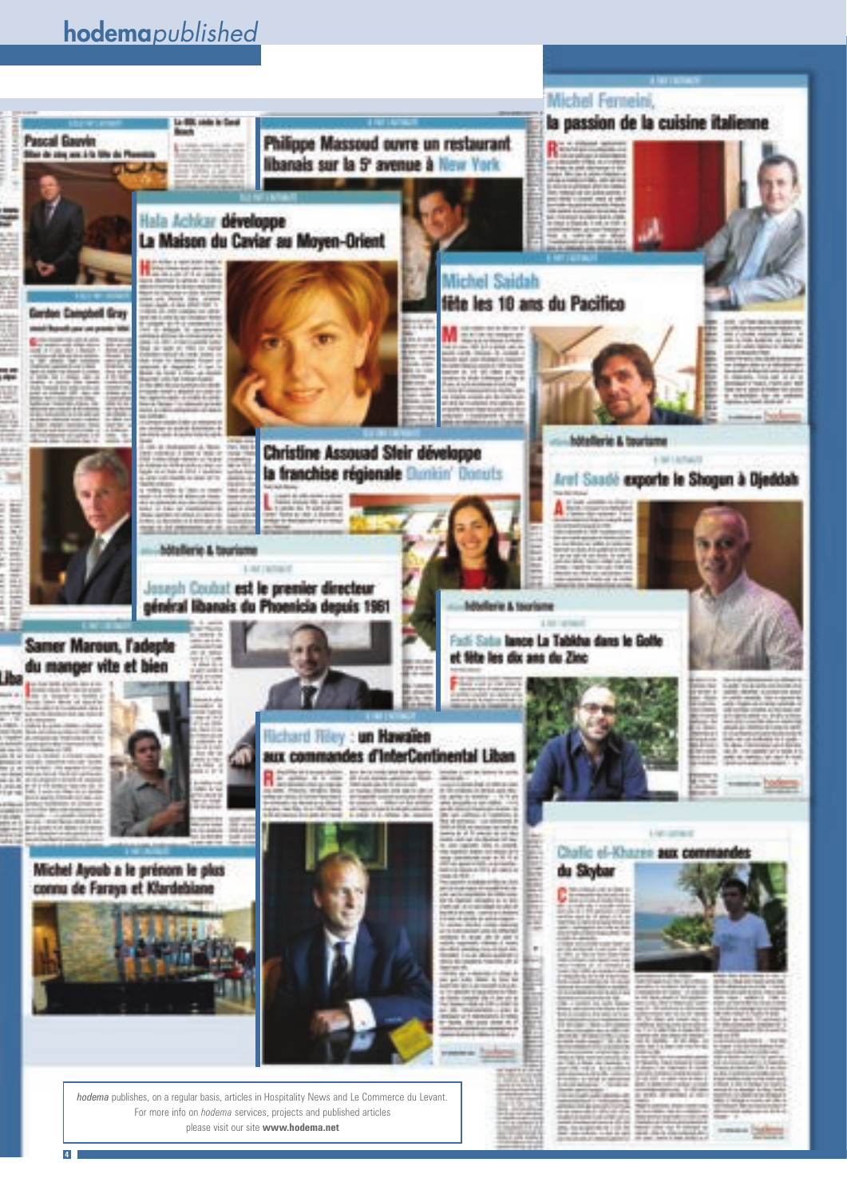# hodema*published*

Pascal Gauvin

Gordon Campbell Gray

Philippe Massoud ouvre un restaurant libanais sur la 5e avenue à New York

Hala Achkar développe La Maison du Caviar au Moyen-Orient

Michel Ferneini, la passion de la cuisine italienne

Michel Saidah fête les 10 ans du Pacifico

Christine Assouad Sfeir développe la franchise régionale Dunkin' Donuts

Aref Saadé exporte le Shogun à Djeddah

Joseph Coubat est le premier directeur général libanais du Phoenicia depuis 1961

Samer Maroun, l'adepte du manger vite et bien

Fadi Saba lance La Tabkha dans le Golfe et fête les dix ans du Zinc

Richard Riley : un Hawaïen aux commandes d'InterContinental Liban

Chafic el-Khazen aux commandes du Skybar

Michel Ayoub a le prénom le plus connu de Faraya et Kfardebiane

*hodema* publishes, on a regular basis, articles in Hospitality News and Le Commerce du Levant.
For more info on *hodema* services, projects and published articles
please visit our site **www.hodema.net**